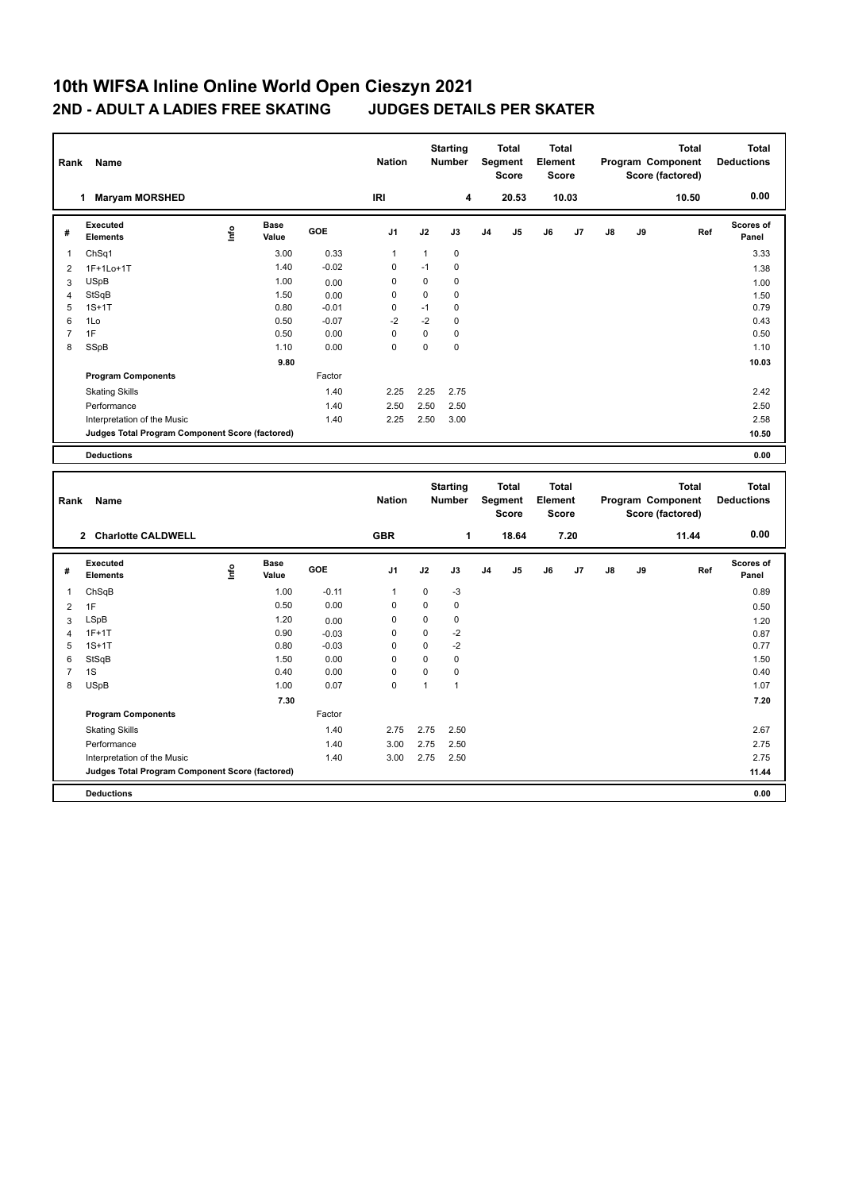# 10th WIFSA Inline Online World Open Cieszyn 2021

## 2ND - ADULT A LADIES FREE SKATING JUDGES DETAILS PER SKATER

| Rank | Name | Nation | Starting Number | Total Segment Score | Total Element Score | Total Program Component Score (factored) | Total Deductions |
|---|---|---|---|---|---|---|---|
| 1 | Maryam MORSHED | IRI | 4 | 20.53 | 10.03 | 10.50 | 0.00 |

| # | Executed Elements | Info | Base Value | GOE | J1 | J2 | J3 | J4 | J5 | J6 | J7 | J8 | J9 | Ref | Scores of Panel |
|---|---|---|---|---|---|---|---|---|---|---|---|---|---|---|---|
| 1 | ChSq1 | | 3.00 | 0.33 | 1 | 1 | 0 | | | | | | | | 3.33 |
| 2 | 1F+1Lo+1T | | 1.40 | -0.02 | 0 | -1 | 0 | | | | | | | | 1.38 |
| 3 | USpB | | 1.00 | 0.00 | 0 | 0 | 0 | | | | | | | | 1.00 |
| 4 | StSqB | | 1.50 | 0.00 | 0 | 0 | 0 | | | | | | | | 1.50 |
| 5 | 1S+1T | | 0.80 | -0.01 | 0 | -1 | 0 | | | | | | | | 0.79 |
| 6 | 1Lo | | 0.50 | -0.07 | -2 | -2 | 0 | | | | | | | | 0.43 |
| 7 | 1F | | 0.50 | 0.00 | 0 | 0 | 0 | | | | | | | | 0.50 |
| 8 | SSpB | | 1.10 | 0.00 | 0 | 0 | 0 | | | | | | | | 1.10 |
| | | | 9.80 | | | | | | | | | | | | 10.03 |
| | **Program Components** | | | Factor | | | | | | | | | | | |
| | Skating Skills | | | 1.40 | 2.25 | 2.25 | 2.75 | | | | | | | | 2.42 |
| | Performance | | | 1.40 | 2.50 | 2.50 | 2.50 | | | | | | | | 2.50 |
| | Interpretation of the Music | | | 1.40 | 2.25 | 2.50 | 3.00 | | | | | | | | 2.58 |
| | **Judges Total Program Component Score (factored)** | | | | | | | | | | | | | | 10.50 |
| | **Deductions** | | | | | | | | | | | | | | 0.00 |

| Rank | Name | Nation | Starting Number | Total Segment Score | Total Element Score | Total Program Component Score (factored) | Total Deductions |
|---|---|---|---|---|---|---|---|
| 2 | Charlotte CALDWELL | GBR | 1 | 18.64 | 7.20 | 11.44 | 0.00 |

| # | Executed Elements | Info | Base Value | GOE | J1 | J2 | J3 | J4 | J5 | J6 | J7 | J8 | J9 | Ref | Scores of Panel |
|---|---|---|---|---|---|---|---|---|---|---|---|---|---|---|---|
| 1 | ChSqB | | 1.00 | -0.11 | 1 | 0 | -3 | | | | | | | | 0.89 |
| 2 | 1F | | 0.50 | 0.00 | 0 | 0 | 0 | | | | | | | | 0.50 |
| 3 | LSpB | | 1.20 | 0.00 | 0 | 0 | 0 | | | | | | | | 1.20 |
| 4 | 1F+1T | | 0.90 | -0.03 | 0 | 0 | -2 | | | | | | | | 0.87 |
| 5 | 1S+1T | | 0.80 | -0.03 | 0 | 0 | -2 | | | | | | | | 0.77 |
| 6 | StSqB | | 1.50 | 0.00 | 0 | 0 | 0 | | | | | | | | 1.50 |
| 7 | 1S | | 0.40 | 0.00 | 0 | 0 | 0 | | | | | | | | 0.40 |
| 8 | USpB | | 1.00 | 0.07 | 0 | 1 | 1 | | | | | | | | 1.07 |
| | | | 7.30 | | | | | | | | | | | | 7.20 |
| | **Program Components** | | | Factor | | | | | | | | | | | |
| | Skating Skills | | | 1.40 | 2.75 | 2.75 | 2.50 | | | | | | | | 2.67 |
| | Performance | | | 1.40 | 3.00 | 2.75 | 2.50 | | | | | | | | 2.75 |
| | Interpretation of the Music | | | 1.40 | 3.00 | 2.75 | 2.50 | | | | | | | | 2.75 |
| | **Judges Total Program Component Score (factored)** | | | | | | | | | | | | | | 11.44 |
| | **Deductions** | | | | | | | | | | | | | | 0.00 |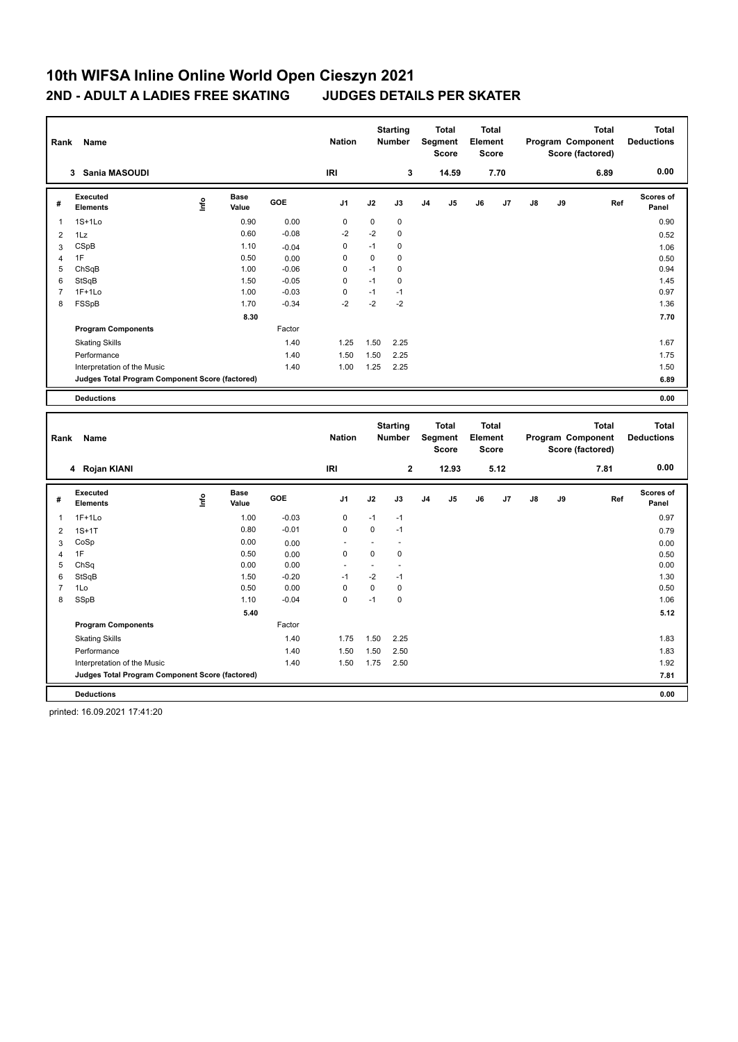# 10th WIFSA Inline Online World Open Cieszyn 2021

## 2ND - ADULT A LADIES FREE SKATING JUDGES DETAILS PER SKATER

| Rank | Name | Nation | Starting Number | Total Segment Score | Total Element Score | Total Program Component Score (factored) | Total Deductions |
|---|---|---|---|---|---|---|---|
| 3 | Sania MASOUDI | IRI | 3 | 14.59 | 7.70 | 6.89 | 0.00 |

| # | Executed Elements | Info | Base Value | GOE | J1 | J2 | J3 | J4 | J5 | J6 | J7 | J8 | J9 | Ref | Scores of Panel |
|---|---|---|---|---|---|---|---|---|---|---|---|---|---|---|---|
| 1 | 1S+1Lo | | 0.90 | 0.00 | 0 | 0 | 0 | | | | | | | | 0.90 |
| 2 | 1Lz | | 0.60 | -0.08 | -2 | -2 | 0 | | | | | | | | 0.52 |
| 3 | CSpB | | 1.10 | -0.04 | 0 | -1 | 0 | | | | | | | | 1.06 |
| 4 | 1F | | 0.50 | 0.00 | 0 | 0 | 0 | | | | | | | | 0.50 |
| 5 | ChSqB | | 1.00 | -0.06 | 0 | -1 | 0 | | | | | | | | 0.94 |
| 6 | StSqB | | 1.50 | -0.05 | 0 | -1 | 0 | | | | | | | | 1.45 |
| 7 | 1F+1Lo | | 1.00 | -0.03 | 0 | -1 | -1 | | | | | | | | 0.97 |
| 8 | FSSpB | | 1.70 | -0.34 | -2 | -2 | -2 | | | | | | | | 1.36 |
| | | | 8.30 | | | | | | | | | | | | 7.70 |
| | **Program Components** | | | Factor | | | | | | | | | | | |
| | Skating Skills | | | 1.40 | 1.25 | 1.50 | 2.25 | | | | | | | | 1.67 |
| | Performance | | | 1.40 | 1.50 | 1.50 | 2.25 | | | | | | | | 1.75 |
| | Interpretation of the Music | | | 1.40 | 1.00 | 1.25 | 2.25 | | | | | | | | 1.50 |
| | **Judges Total Program Component Score (factored)** | | | | | | | | | | | | | | 6.89 |
| | **Deductions** | | | | | | | | | | | | | | 0.00 |

| Rank | Name | Nation | Starting Number | Total Segment Score | Total Element Score | Total Program Component Score (factored) | Total Deductions |
|---|---|---|---|---|---|---|---|
| 4 | Rojan KIANI | IRI | 2 | 12.93 | 5.12 | 7.81 | 0.00 |

| # | Executed Elements | Info | Base Value | GOE | J1 | J2 | J3 | J4 | J5 | J6 | J7 | J8 | J9 | Ref | Scores of Panel |
|---|---|---|---|---|---|---|---|---|---|---|---|---|---|---|---|
| 1 | 1F+1Lo | | 1.00 | -0.03 | 0 | -1 | -1 | | | | | | | | 0.97 |
| 2 | 1S+1T | | 0.80 | -0.01 | 0 | 0 | -1 | | | | | | | | 0.79 |
| 3 | CoSp | | 0.00 | 0.00 | - | - | - | | | | | | | | 0.00 |
| 4 | 1F | | 0.50 | 0.00 | 0 | 0 | 0 | | | | | | | | 0.50 |
| 5 | ChSq | | 0.00 | 0.00 | - | - | - | | | | | | | | 0.00 |
| 6 | StSqB | | 1.50 | -0.20 | -1 | -2 | -1 | | | | | | | | 1.30 |
| 7 | 1Lo | | 0.50 | 0.00 | 0 | 0 | 0 | | | | | | | | 0.50 |
| 8 | SSpB | | 1.10 | -0.04 | 0 | -1 | 0 | | | | | | | | 1.06 |
| | | | 5.40 | | | | | | | | | | | | 5.12 |
| | **Program Components** | | | Factor | | | | | | | | | | | |
| | Skating Skills | | | 1.40 | 1.75 | 1.50 | 2.25 | | | | | | | | 1.83 |
| | Performance | | | 1.40 | 1.50 | 1.50 | 2.50 | | | | | | | | 1.83 |
| | Interpretation of the Music | | | 1.40 | 1.50 | 1.75 | 2.50 | | | | | | | | 1.92 |
| | **Judges Total Program Component Score (factored)** | | | | | | | | | | | | | | 7.81 |
| | **Deductions** | | | | | | | | | | | | | | 0.00 |

printed: 16.09.2021 17:41:20